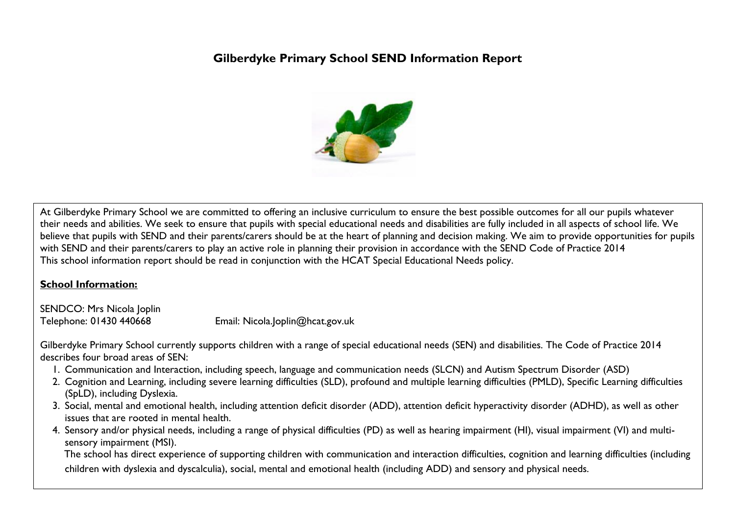# Gilberdyke Primary School SEND Information Report

At Gilberdyke Primary School we are committed to offering an inclusive curriculum to ensure the best possible outcomes for all our pupils whatever their needs and abilities. We seek to ensure that pupils with special educational needs and disabilities are fully included in all aspects of school life. We believe that pupils with SEND and their parents/carers should be at the heart of planning and decision making. We aim to provide opportunities for pupils with SEND and their parents/carers to play an active role in planning their provision in accordance with the SEND Code of Practice 2014
This school information report should be read in conjunction with the HCAT Special Educational Needs policy.

**School Information:**

SENDCO: Mrs Nicola Joplin
Telephone: 01430 440668 Email: Nicola.Joplin@hcat.gov.uk

Gilberdyke Primary School currently supports children with a range of special educational needs (SEN) and disabilities. The Code of Practice 2014 describes four broad areas of SEN:

1. Communication and Interaction, including speech, language and communication needs (SLCN) and Autism Spectrum Disorder (ASD)
2. Cognition and Learning, including severe learning difficulties (SLD), profound and multiple learning difficulties (PMLD), Specific Learning difficulties (SpLD), including Dyslexia.
3. Social, mental and emotional health, including attention deficit disorder (ADD), attention deficit hyperactivity disorder (ADHD), as well as other issues that are rooted in mental health.
4. Sensory and/or physical needs, including a range of physical difficulties (PD) as well as hearing impairment (HI), visual impairment (VI) and multi-sensory impairment (MSI).

The school has direct experience of supporting children with communication and interaction difficulties, cognition and learning difficulties (including children with dyslexia and dyscalculia), social, mental and emotional health (including ADD) and sensory and physical needs.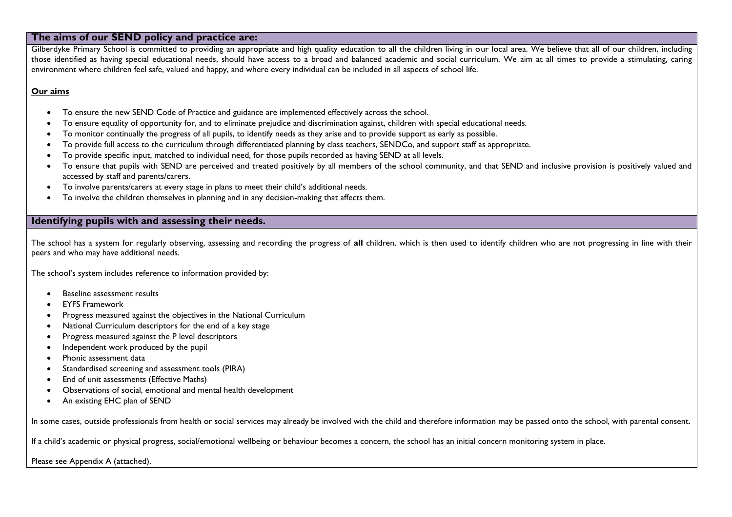## The aims of our SEND policy and practice are:

Gilberdyke Primary School is committed to providing an appropriate and high quality education to all the children living in our local area. We believe that all of our children, including those identified as having special educational needs, should have access to a broad and balanced academic and social curriculum. We aim at all times to provide a stimulating, caring environment where children feel safe, valued and happy, and where every individual can be included in all aspects of school life.

**Our aims**

- To ensure the new SEND Code of Practice and guidance are implemented effectively across the school.
- To ensure equality of opportunity for, and to eliminate prejudice and discrimination against, children with special educational needs.
- To monitor continually the progress of all pupils, to identify needs as they arise and to provide support as early as possible.
- To provide full access to the curriculum through differentiated planning by class teachers, SENDCo, and support staff as appropriate.
- To provide specific input, matched to individual need, for those pupils recorded as having SEND at all levels.
- To ensure that pupils with SEND are perceived and treated positively by all members of the school community, and that SEND and inclusive provision is positively valued and accessed by staff and parents/carers.
- To involve parents/carers at every stage in plans to meet their child's additional needs.
- To involve the children themselves in planning and in any decision-making that affects them.

## Identifying pupils with and assessing their needs.

The school has a system for regularly observing, assessing and recording the progress of **all** children, which is then used to identify children who are not progressing in line with their peers and who may have additional needs.

The school's system includes reference to information provided by:

- Baseline assessment results
- EYFS Framework
- Progress measured against the objectives in the National Curriculum
- National Curriculum descriptors for the end of a key stage
- Progress measured against the P level descriptors
- Independent work produced by the pupil
- Phonic assessment data
- Standardised screening and assessment tools (PIRA)
- End of unit assessments (Effective Maths)
- Observations of social, emotional and mental health development
- An existing EHC plan of SEND

In some cases, outside professionals from health or social services may already be involved with the child and therefore information may be passed onto the school, with parental consent.

If a child's academic or physical progress, social/emotional wellbeing or behaviour becomes a concern, the school has an initial concern monitoring system in place.

Please see Appendix A (attached).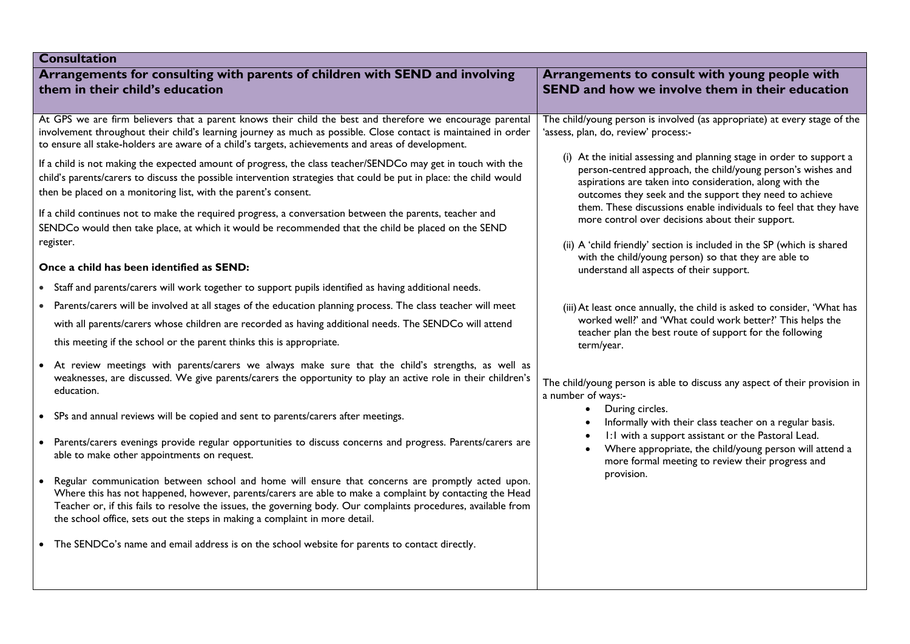## Consultation

### Arrangements for consulting with parents of children with SEND and involving them in their child's education

At GPS we are firm believers that a parent knows their child the best and therefore we encourage parental involvement throughout their child's learning journey as much as possible. Close contact is maintained in order to ensure all stake-holders are aware of a child's targets, achievements and areas of development.

If a child is not making the expected amount of progress, the class teacher/SENDCo may get in touch with the child's parents/carers to discuss the possible intervention strategies that could be put in place: the child would then be placed on a monitoring list, with the parent's consent.

If a child continues not to make the required progress, a conversation between the parents, teacher and SENDCo would then take place, at which it would be recommended that the child be placed on the SEND register.

**Once a child has been identified as SEND:**

- Staff and parents/carers will work together to support pupils identified as having additional needs.
- Parents/carers will be involved at all stages of the education planning process. The class teacher will meet with all parents/carers whose children are recorded as having additional needs. The SENDCo will attend this meeting if the school or the parent thinks this is appropriate.
- At review meetings with parents/carers we always make sure that the child's strengths, as well as weaknesses, are discussed. We give parents/carers the opportunity to play an active role in their children's education.
- SPs and annual reviews will be copied and sent to parents/carers after meetings.
- Parents/carers evenings provide regular opportunities to discuss concerns and progress. Parents/carers are able to make other appointments on request.
- Regular communication between school and home will ensure that concerns are promptly acted upon. Where this has not happened, however, parents/carers are able to make a complaint by contacting the Head Teacher or, if this fails to resolve the issues, the governing body. Our complaints procedures, available from the school office, sets out the steps in making a complaint in more detail.
- The SENDCo's name and email address is on the school website for parents to contact directly.

### Arrangements to consult with young people with SEND and how we involve them in their education

The child/young person is involved (as appropriate) at every stage of the 'assess, plan, do, review' process:-

(i) At the initial assessing and planning stage in order to support a person-centred approach, the child/young person's wishes and aspirations are taken into consideration, along with the outcomes they seek and the support they need to achieve them. These discussions enable individuals to feel that they have more control over decisions about their support.

(ii) A 'child friendly' section is included in the SP (which is shared with the child/young person) so that they are able to understand all aspects of their support.

(iii) At least once annually, the child is asked to consider, 'What has worked well?' and 'What could work better?' This helps the teacher plan the best route of support for the following term/year.

The child/young person is able to discuss any aspect of their provision in a number of ways:-

- During circles.
- Informally with their class teacher on a regular basis.
- 1:1 with a support assistant or the Pastoral Lead.
- Where appropriate, the child/young person will attend a more formal meeting to review their progress and provision.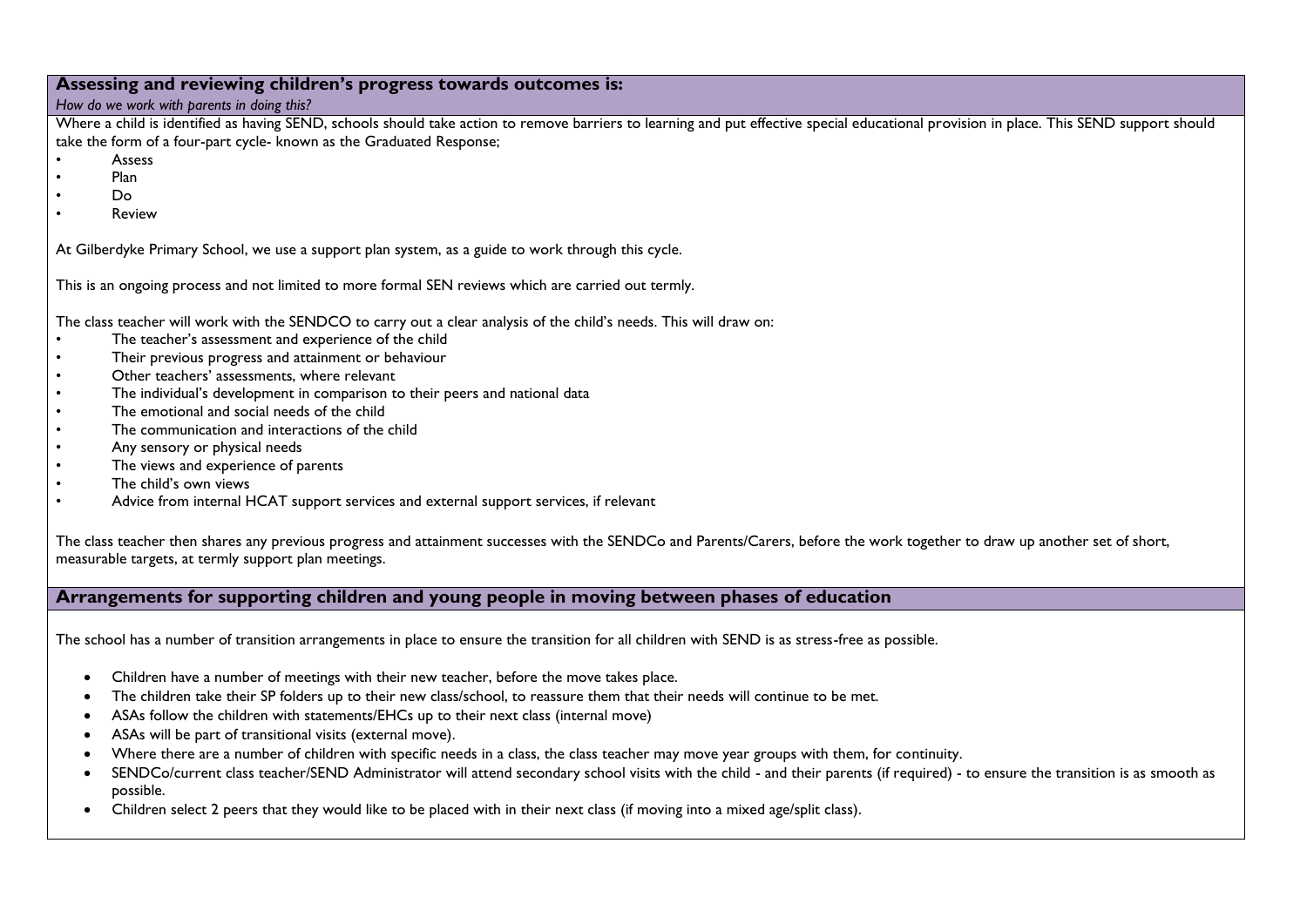## Assessing and reviewing children's progress towards outcomes is:

*How do we work with parents in doing this?*

Where a child is identified as having SEND, schools should take action to remove barriers to learning and put effective special educational provision in place. This SEND support should take the form of a four-part cycle- known as the Graduated Response;

- Assess
- Plan
- Do
- Review

At Gilberdyke Primary School, we use a support plan system, as a guide to work through this cycle.

This is an ongoing process and not limited to more formal SEN reviews which are carried out termly.

The class teacher will work with the SENDCO to carry out a clear analysis of the child's needs. This will draw on:

- The teacher's assessment and experience of the child
- Their previous progress and attainment or behaviour
- Other teachers' assessments, where relevant
- The individual's development in comparison to their peers and national data
- The emotional and social needs of the child
- The communication and interactions of the child
- Any sensory or physical needs
- The views and experience of parents
- The child's own views
- Advice from internal HCAT support services and external support services, if relevant

The class teacher then shares any previous progress and attainment successes with the SENDCo and Parents/Carers, before the work together to draw up another set of short, measurable targets, at termly support plan meetings.

## Arrangements for supporting children and young people in moving between phases of education

The school has a number of transition arrangements in place to ensure the transition for all children with SEND is as stress-free as possible.

- Children have a number of meetings with their new teacher, before the move takes place.
- The children take their SP folders up to their new class/school, to reassure them that their needs will continue to be met.
- ASAs follow the children with statements/EHCs up to their next class (internal move)
- ASAs will be part of transitional visits (external move).
- Where there are a number of children with specific needs in a class, the class teacher may move year groups with them, for continuity.
- SENDCo/current class teacher/SEND Administrator will attend secondary school visits with the child - and their parents (if required) - to ensure the transition is as smooth as possible.
- Children select 2 peers that they would like to be placed with in their next class (if moving into a mixed age/split class).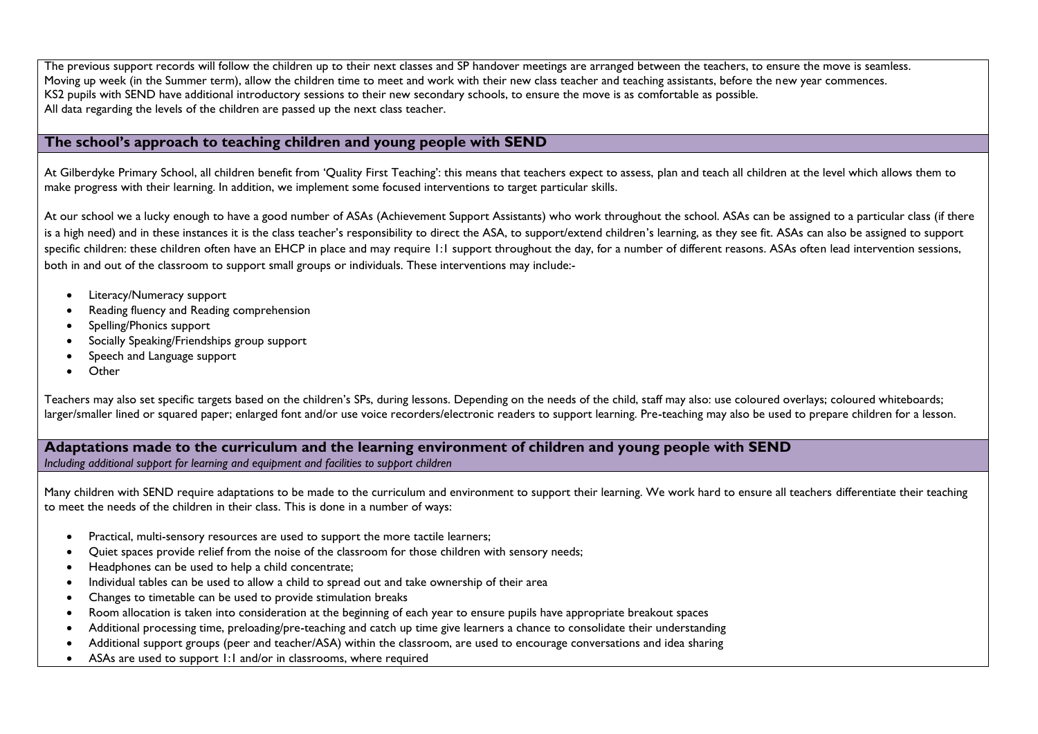The previous support records will follow the children up to their next classes and SP handover meetings are arranged between the teachers, to ensure the move is seamless.
Moving up week (in the Summer term), allow the children time to meet and work with their new class teacher and teaching assistants, before the new year commences.
KS2 pupils with SEND have additional introductory sessions to their new secondary schools, to ensure the move is as comfortable as possible.
All data regarding the levels of the children are passed up the next class teacher.

## The school's approach to teaching children and young people with SEND

At Gilberdyke Primary School, all children benefit from 'Quality First Teaching': this means that teachers expect to assess, plan and teach all children at the level which allows them to make progress with their learning. In addition, we implement some focused interventions to target particular skills.

At our school we a lucky enough to have a good number of ASAs (Achievement Support Assistants) who work throughout the school. ASAs can be assigned to a particular class (if there is a high need) and in these instances it is the class teacher's responsibility to direct the ASA, to support/extend children's learning, as they see fit. ASAs can also be assigned to support specific children: these children often have an EHCP in place and may require 1:1 support throughout the day, for a number of different reasons. ASAs often lead intervention sessions, both in and out of the classroom to support small groups or individuals. These interventions may include:-

- Literacy/Numeracy support
- Reading fluency and Reading comprehension
- Spelling/Phonics support
- Socially Speaking/Friendships group support
- Speech and Language support
- Other

Teachers may also set specific targets based on the children's SPs, during lessons. Depending on the needs of the child, staff may also: use coloured overlays; coloured whiteboards; larger/smaller lined or squared paper; enlarged font and/or use voice recorders/electronic readers to support learning. Pre-teaching may also be used to prepare children for a lesson.

## Adaptations made to the curriculum and the learning environment of children and young people with SEND

*Including additional support for learning and equipment and facilities to support children*

Many children with SEND require adaptations to be made to the curriculum and environment to support their learning. We work hard to ensure all teachers differentiate their teaching to meet the needs of the children in their class. This is done in a number of ways:

- Practical, multi-sensory resources are used to support the more tactile learners;
- Quiet spaces provide relief from the noise of the classroom for those children with sensory needs;
- Headphones can be used to help a child concentrate;
- Individual tables can be used to allow a child to spread out and take ownership of their area
- Changes to timetable can be used to provide stimulation breaks
- Room allocation is taken into consideration at the beginning of each year to ensure pupils have appropriate breakout spaces
- Additional processing time, preloading/pre-teaching and catch up time give learners a chance to consolidate their understanding
- Additional support groups (peer and teacher/ASA) within the classroom, are used to encourage conversations and idea sharing
- ASAs are used to support 1:1 and/or in classrooms, where required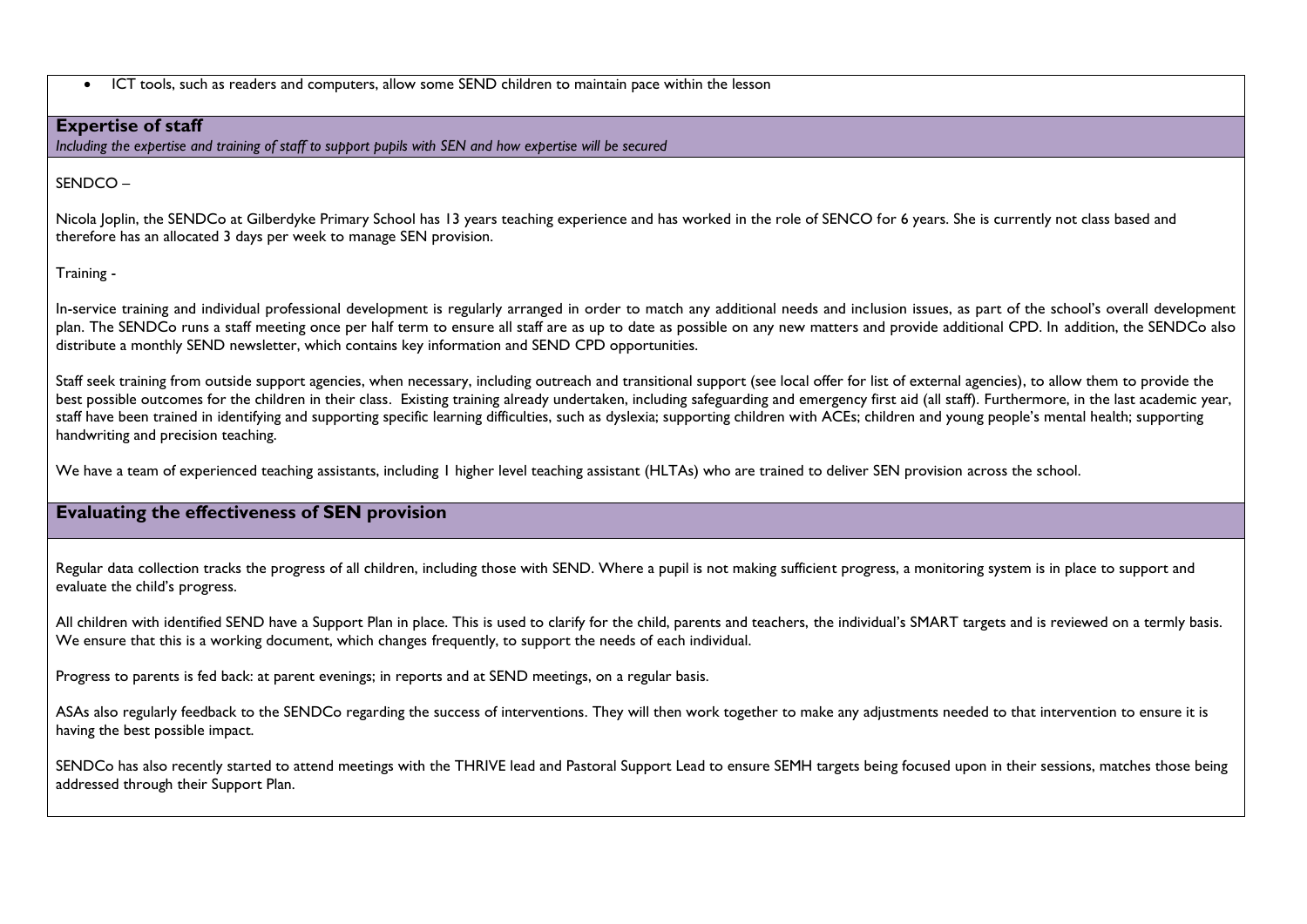- ICT tools, such as readers and computers, allow some SEND children to maintain pace within the lesson

## Expertise of staff

*Including the expertise and training of staff to support pupils with SEN and how expertise will be secured*

SENDCO –

Nicola Joplin, the SENDCo at Gilberdyke Primary School has 13 years teaching experience and has worked in the role of SENCO for 6 years. She is currently not class based and therefore has an allocated 3 days per week to manage SEN provision.

Training -

In-service training and individual professional development is regularly arranged in order to match any additional needs and inclusion issues, as part of the school's overall development plan. The SENDCo runs a staff meeting once per half term to ensure all staff are as up to date as possible on any new matters and provide additional CPD. In addition, the SENDCo also distribute a monthly SEND newsletter, which contains key information and SEND CPD opportunities.

Staff seek training from outside support agencies, when necessary, including outreach and transitional support (see local offer for list of external agencies), to allow them to provide the best possible outcomes for the children in their class. Existing training already undertaken, including safeguarding and emergency first aid (all staff). Furthermore, in the last academic year, staff have been trained in identifying and supporting specific learning difficulties, such as dyslexia; supporting children with ACEs; children and young people's mental health; supporting handwriting and precision teaching.

We have a team of experienced teaching assistants, including 1 higher level teaching assistant (HLTAs) who are trained to deliver SEN provision across the school.

## Evaluating the effectiveness of SEN provision

Regular data collection tracks the progress of all children, including those with SEND. Where a pupil is not making sufficient progress, a monitoring system is in place to support and evaluate the child's progress.

All children with identified SEND have a Support Plan in place. This is used to clarify for the child, parents and teachers, the individual's SMART targets and is reviewed on a termly basis. We ensure that this is a working document, which changes frequently, to support the needs of each individual.

Progress to parents is fed back: at parent evenings; in reports and at SEND meetings, on a regular basis.

ASAs also regularly feedback to the SENDCo regarding the success of interventions. They will then work together to make any adjustments needed to that intervention to ensure it is having the best possible impact.

SENDCo has also recently started to attend meetings with the THRIVE lead and Pastoral Support Lead to ensure SEMH targets being focused upon in their sessions, matches those being addressed through their Support Plan.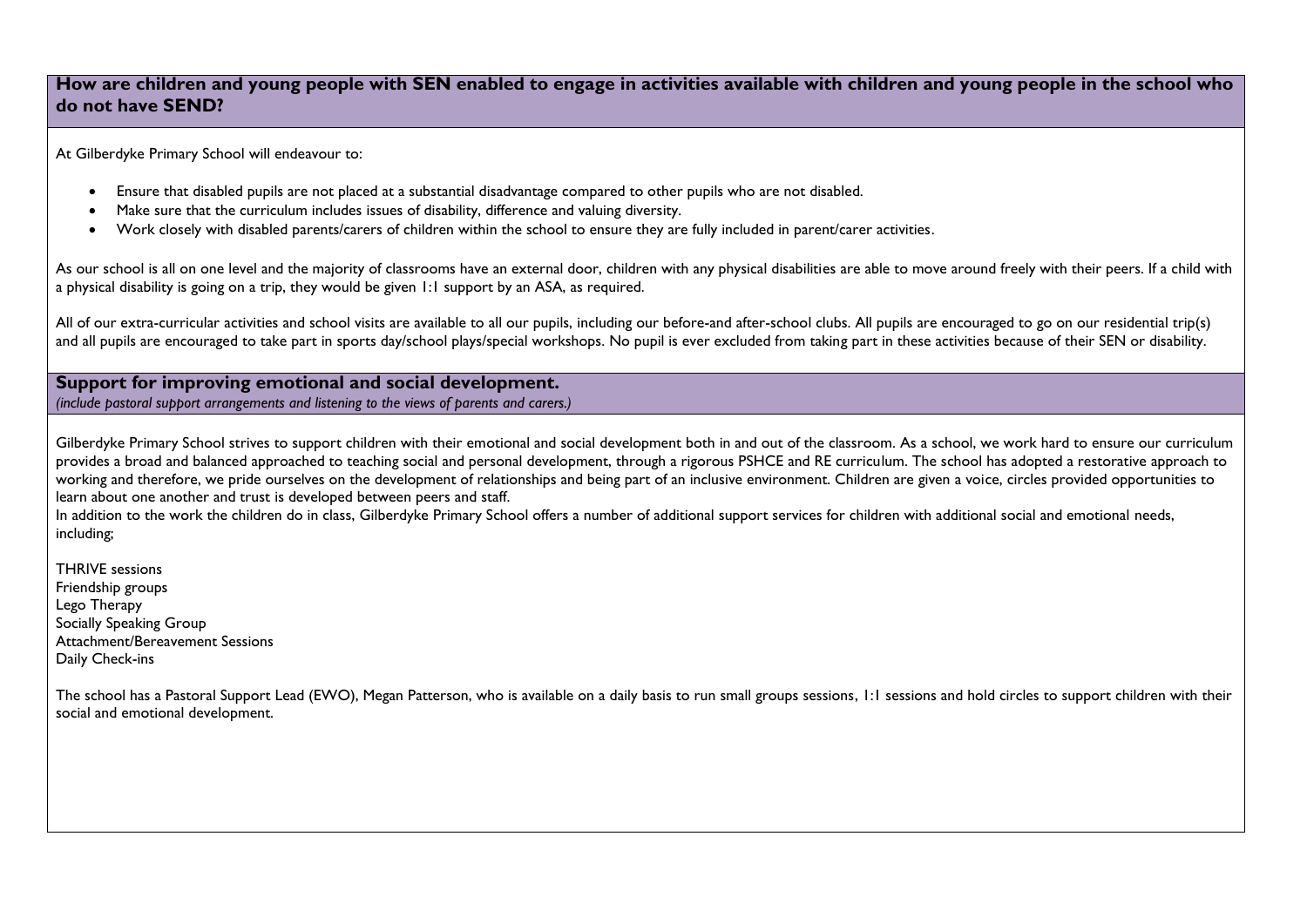## How are children and young people with SEN enabled to engage in activities available with children and young people in the school who do not have SEND?

At Gilberdyke Primary School will endeavour to:

- Ensure that disabled pupils are not placed at a substantial disadvantage compared to other pupils who are not disabled.
- Make sure that the curriculum includes issues of disability, difference and valuing diversity.
- Work closely with disabled parents/carers of children within the school to ensure they are fully included in parent/carer activities.

As our school is all on one level and the majority of classrooms have an external door, children with any physical disabilities are able to move around freely with their peers. If a child with a physical disability is going on a trip, they would be given 1:1 support by an ASA, as required.

All of our extra-curricular activities and school visits are available to all our pupils, including our before-and after-school clubs. All pupils are encouraged to go on our residential trip(s) and all pupils are encouraged to take part in sports day/school plays/special workshops. No pupil is ever excluded from taking part in these activities because of their SEN or disability.

## Support for improving emotional and social development.

*(include pastoral support arrangements and listening to the views of parents and carers.)*

Gilberdyke Primary School strives to support children with their emotional and social development both in and out of the classroom. As a school, we work hard to ensure our curriculum provides a broad and balanced approached to teaching social and personal development, through a rigorous PSHCE and RE curriculum. The school has adopted a restorative approach to working and therefore, we pride ourselves on the development of relationships and being part of an inclusive environment. Children are given a voice, circles provided opportunities to learn about one another and trust is developed between peers and staff.
In addition to the work the children do in class, Gilberdyke Primary School offers a number of additional support services for children with additional social and emotional needs, including;

THRIVE sessions
Friendship groups
Lego Therapy
Socially Speaking Group
Attachment/Bereavement Sessions
Daily Check-ins

The school has a Pastoral Support Lead (EWO), Megan Patterson, who is available on a daily basis to run small groups sessions, 1:1 sessions and hold circles to support children with their social and emotional development.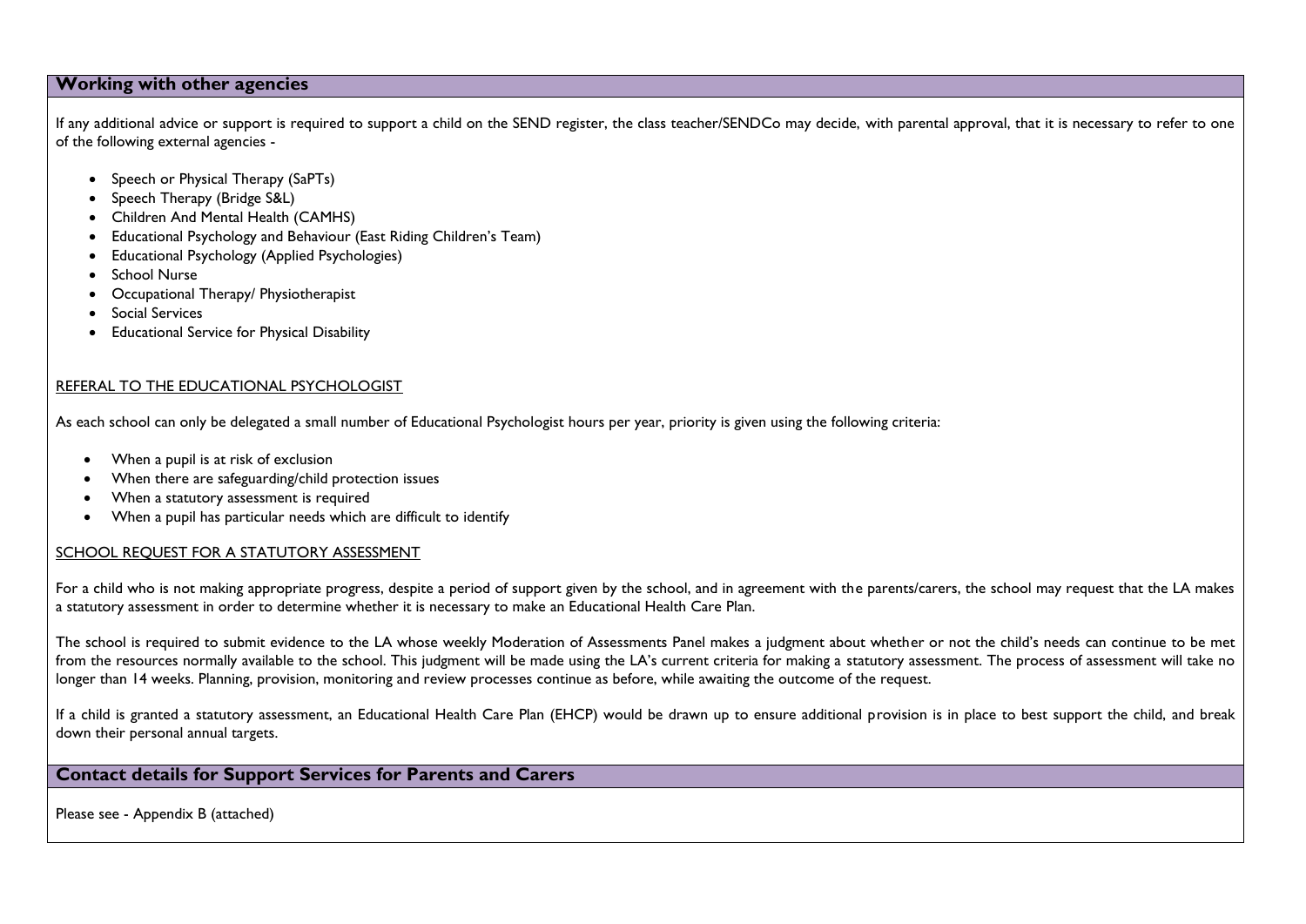## Working with other agencies

If any additional advice or support is required to support a child on the SEND register, the class teacher/SENDCo may decide, with parental approval, that it is necessary to refer to one of the following external agencies -

- Speech or Physical Therapy (SaPTs)
- Speech Therapy (Bridge S&L)
- Children And Mental Health (CAMHS)
- Educational Psychology and Behaviour (East Riding Children's Team)
- Educational Psychology (Applied Psychologies)
- School Nurse
- Occupational Therapy/ Physiotherapist
- Social Services
- Educational Service for Physical Disability

### REFERAL TO THE EDUCATIONAL PSYCHOLOGIST

As each school can only be delegated a small number of Educational Psychologist hours per year, priority is given using the following criteria:

- When a pupil is at risk of exclusion
- When there are safeguarding/child protection issues
- When a statutory assessment is required
- When a pupil has particular needs which are difficult to identify

### SCHOOL REQUEST FOR A STATUTORY ASSESSMENT

For a child who is not making appropriate progress, despite a period of support given by the school, and in agreement with the parents/carers, the school may request that the LA makes a statutory assessment in order to determine whether it is necessary to make an Educational Health Care Plan.

The school is required to submit evidence to the LA whose weekly Moderation of Assessments Panel makes a judgment about whether or not the child's needs can continue to be met from the resources normally available to the school. This judgment will be made using the LA's current criteria for making a statutory assessment. The process of assessment will take no longer than 14 weeks. Planning, provision, monitoring and review processes continue as before, while awaiting the outcome of the request.

If a child is granted a statutory assessment, an Educational Health Care Plan (EHCP) would be drawn up to ensure additional provision is in place to best support the child, and break down their personal annual targets.

## Contact details for Support Services for Parents and Carers

Please see - Appendix B (attached)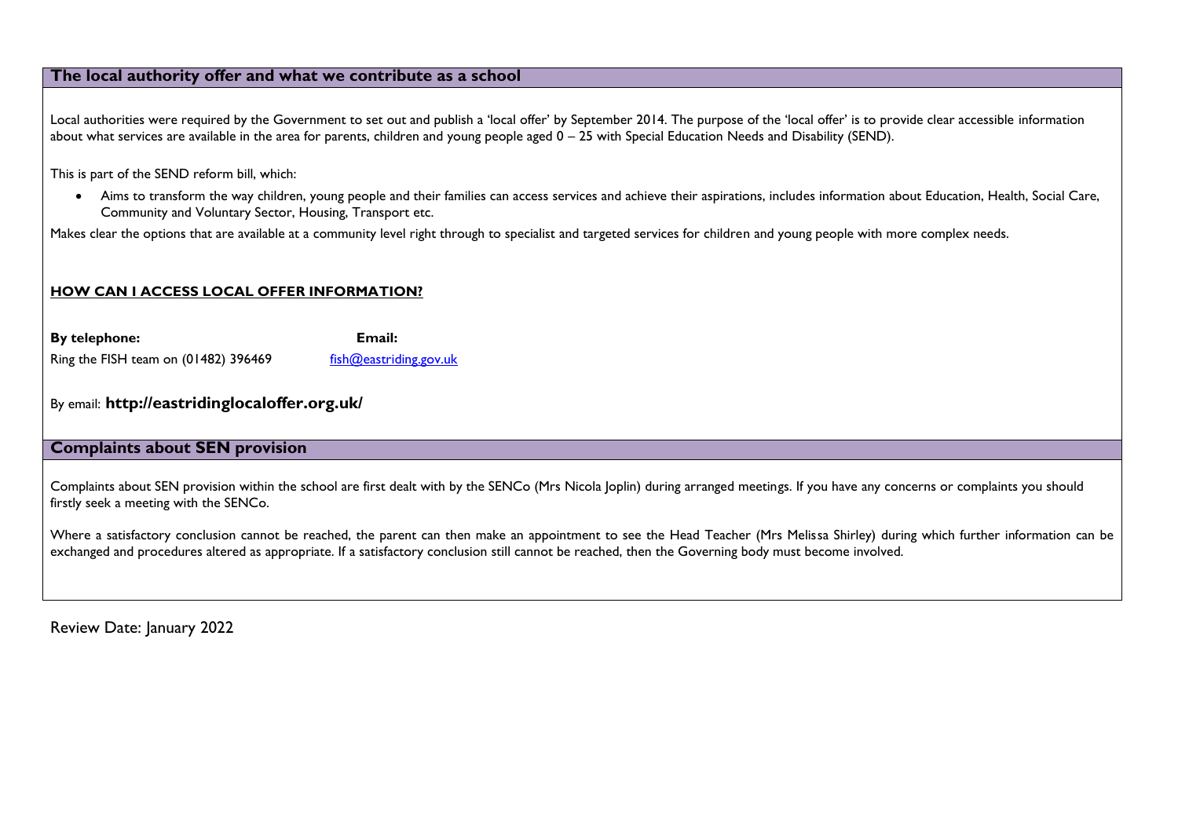## The local authority offer and what we contribute as a school

Local authorities were required by the Government to set out and publish a 'local offer' by September 2014. The purpose of the 'local offer' is to provide clear accessible information about what services are available in the area for parents, children and young people aged 0 – 25 with Special Education Needs and Disability (SEND).

This is part of the SEND reform bill, which:

- Aims to transform the way children, young people and their families can access services and achieve their aspirations, includes information about Education, Health, Social Care, Community and Voluntary Sector, Housing, Transport etc.

Makes clear the options that are available at a community level right through to specialist and targeted services for children and young people with more complex needs.

**HOW CAN I ACCESS LOCAL OFFER INFORMATION?**

| **By telephone:** | **Email:** |
|---|---|
| Ring the FISH team on (01482) 396469 | fish@eastriding.gov.uk |

By email: **http://eastridinglocaloffer.org.uk/**

## Complaints about SEN provision

Complaints about SEN provision within the school are first dealt with by the SENCo (Mrs Nicola Joplin) during arranged meetings. If you have any concerns or complaints you should firstly seek a meeting with the SENCo.

Where a satisfactory conclusion cannot be reached, the parent can then make an appointment to see the Head Teacher (Mrs Melissa Shirley) during which further information can be exchanged and procedures altered as appropriate. If a satisfactory conclusion still cannot be reached, then the Governing body must become involved.

Review Date: January 2022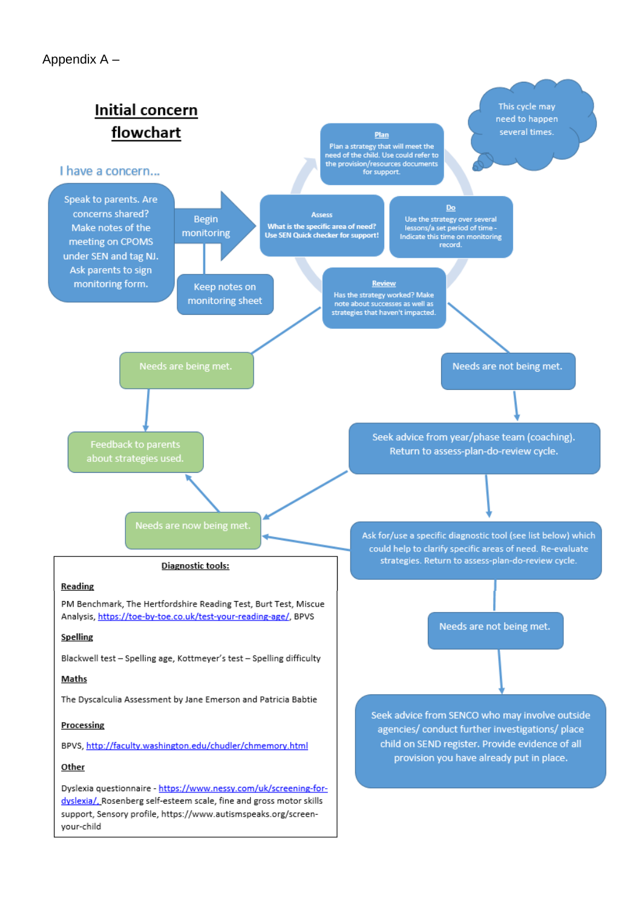Appendix A –

# Initial concern flowchart

I have a concern...

Speak to parents. Are concerns shared? Make notes of the meeting on CPOMS under SEN and tag NJ. Ask parents to sign monitoring form.

Begin monitoring

Keep notes on monitoring sheet

**Assess**

**What is the specific area of need? Use SEN Quick checker for support!**

**Plan**

Plan a strategy that will meet the need of the child. Use could refer to the provision/resources documents for support.

**Do**

Use the strategy over several lessons/a set period of time - Indicate this time on monitoring record.

**Review**

Has the strategy worked? Make note about successes as well as strategies that haven't impacted.

This cycle may need to happen several times.

Needs are being met.

Feedback to parents about strategies used.

Needs are not being met.

Seek advice from year/phase team (coaching). Return to assess-plan-do-review cycle.

Ask for/use a specific diagnostic tool (see list below) which could help to clarify specific areas of need. Re-evaluate strategies. Return to assess-plan-do-review cycle.

Needs are now being met.

Needs are not being met.

Seek advice from SENCO who may involve outside agencies/ conduct further investigations/ place child on SEND register. Provide evidence of all provision you have already put in place.

**Diagnostic tools:**

**Reading**

PM Benchmark, The Hertfordshire Reading Test, Burt Test, Miscue Analysis, https://toe-by-toe.co.uk/test-your-reading-age/, BPVS

**Spelling**

Blackwell test – Spelling age, Kottmeyer's test – Spelling difficulty

**Maths**

The Dyscalculia Assessment by Jane Emerson and Patricia Babtie

**Processing**

BPVS, http://faculty.washington.edu/chudler/chmemory.html

**Other**

Dyslexia questionnaire - https://www.nessy.com/uk/screening-for-dyslexia/, Rosenberg self-esteem scale, fine and gross motor skills support, Sensory profile, https://www.autismspeaks.org/screen-your-child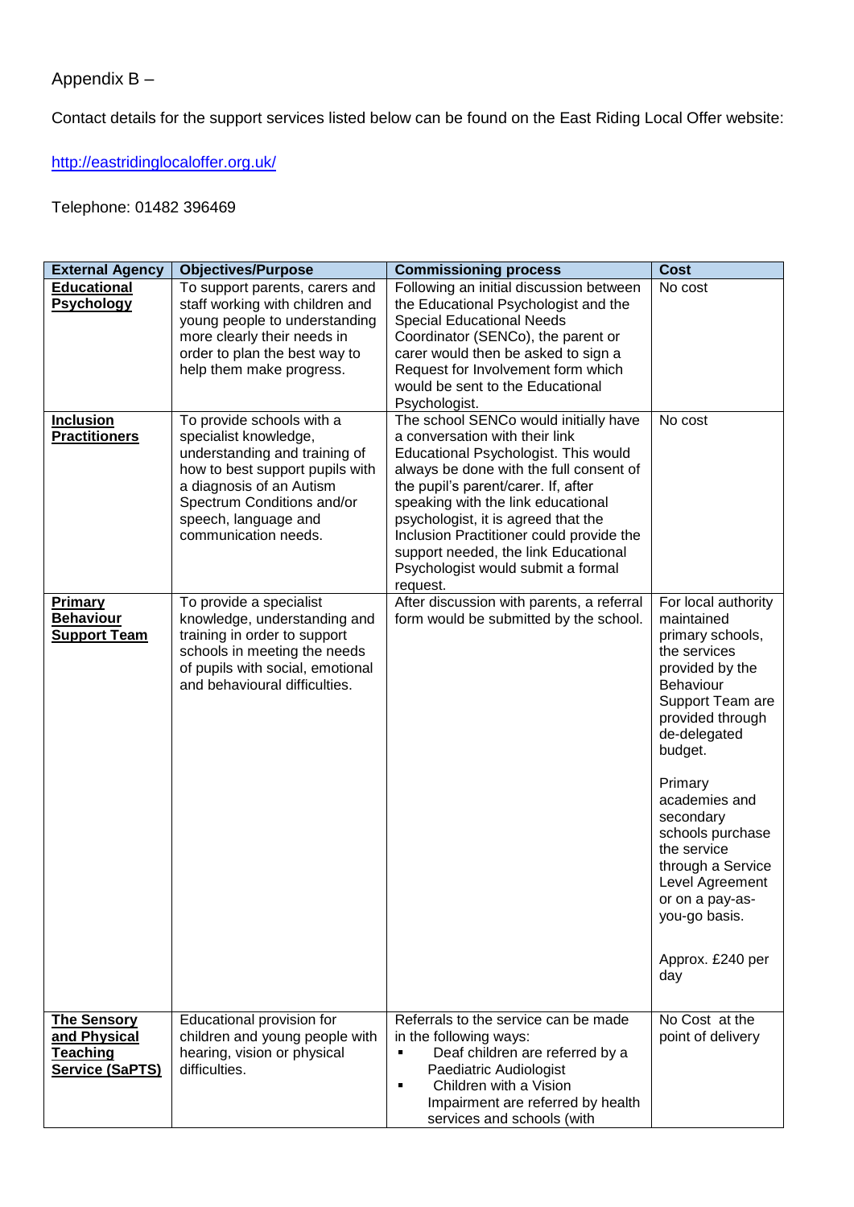Appendix B –

Contact details for the support services listed below can be found on the East Riding Local Offer website:

http://eastridinglocaloffer.org.uk/

Telephone: 01482 396469

| External Agency | Objectives/Purpose | Commissioning process | Cost |
|---|---|---|---|
| **Educational Psychology** | To support parents, carers and staff working with children and young people to understanding more clearly their needs in order to plan the best way to help them make progress. | Following an initial discussion between the Educational Psychologist and the Special Educational Needs Coordinator (SENCo), the parent or carer would then be asked to sign a Request for Involvement form which would be sent to the Educational Psychologist. | No cost |
| **Inclusion Practitioners** | To provide schools with a specialist knowledge, understanding and training of how to best support pupils with a diagnosis of an Autism Spectrum Conditions and/or speech, language and communication needs. | The school SENCo would initially have a conversation with their link Educational Psychologist. This would always be done with the full consent of the pupil's parent/carer. If, after speaking with the link educational psychologist, it is agreed that the Inclusion Practitioner could provide the support needed, the link Educational Psychologist would submit a formal request. | No cost |
| **Primary Behaviour Support Team** | To provide a specialist knowledge, understanding and training in order to support schools in meeting the needs of pupils with social, emotional and behavioural difficulties. | After discussion with parents, a referral form would be submitted by the school. | For local authority maintained primary schools, the services provided by the Behaviour Support Team are provided through de-delegated budget.<br><br>Primary academies and secondary schools purchase the service through a Service Level Agreement or on a pay-as-you-go basis.<br><br>Approx. £240 per day |
| **The Sensory and Physical Teaching Service (SaPTS)** | Educational provision for children and young people with hearing, vision or physical difficulties. | Referrals to the service can be made in the following ways:<br>▪ Deaf children are referred by a Paediatric Audiologist<br>▪ Children with a Vision Impairment are referred by health services and schools (with | No Cost at the point of delivery |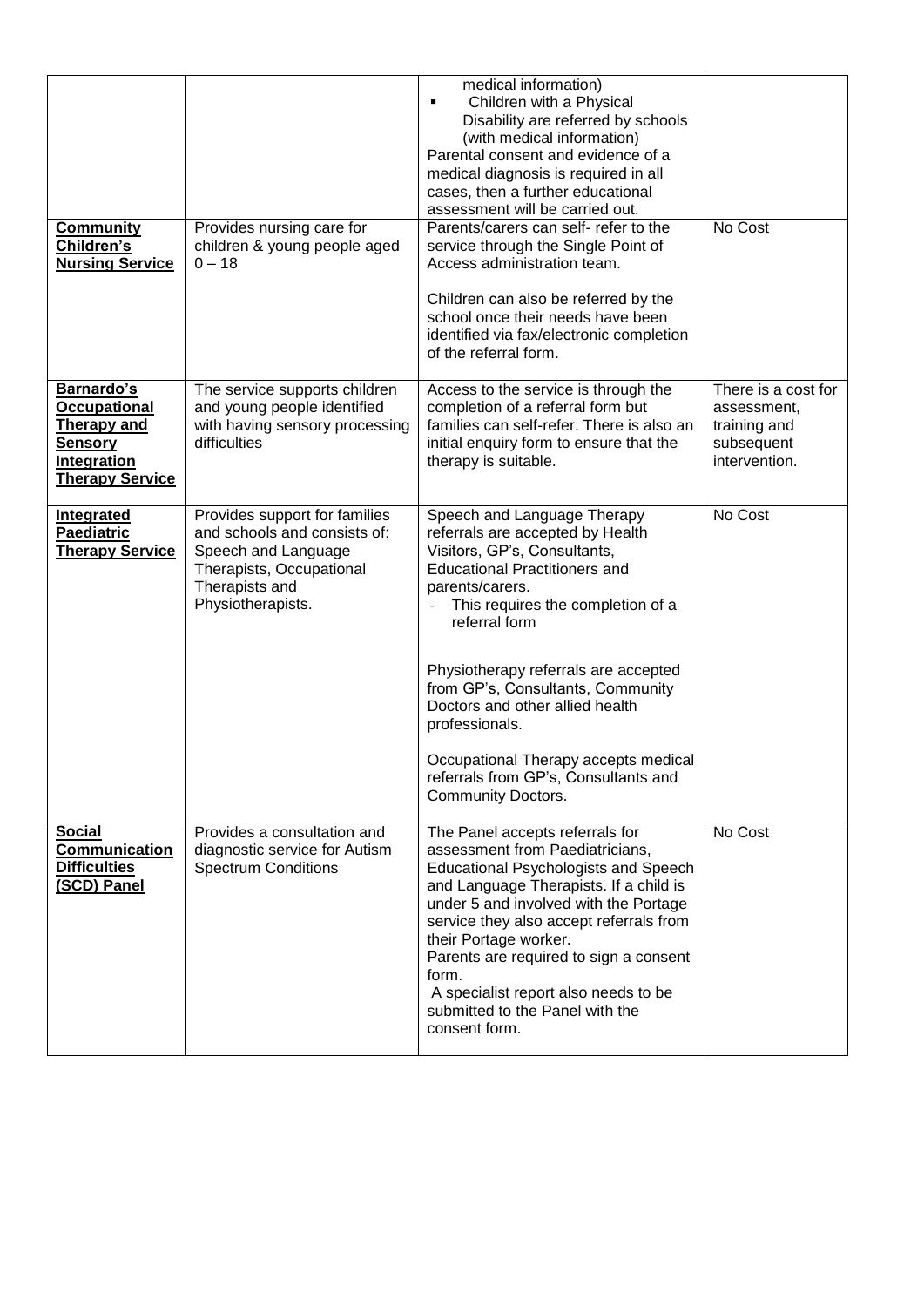| | | | |
|---|---|---|---|
| | | medical information)<br>▪ Children with a Physical Disability are referred by schools (with medical information)<br>Parental consent and evidence of a medical diagnosis is required in all cases, then a further educational assessment will be carried out. | |
| **Community Children's Nursing Service** | Provides nursing care for children & young people aged 0 – 18 | Parents/carers can self- refer to the service through the Single Point of Access administration team.<br><br>Children can also be referred by the school once their needs have been identified via fax/electronic completion of the referral form. | No Cost |
| **Barnardo's Occupational Therapy and Sensory Integration Therapy Service** | The service supports children and young people identified with having sensory processing difficulties | Access to the service is through the completion of a referral form but families can self-refer. There is also an initial enquiry form to ensure that the therapy is suitable. | There is a cost for assessment, training and subsequent intervention. |
| **Integrated Paediatric Therapy Service** | Provides support for families and schools and consists of: Speech and Language Therapists, Occupational Therapists and Physiotherapists. | Speech and Language Therapy referrals are accepted by Health Visitors, GP's, Consultants, Educational Practitioners and parents/carers.<br>- This requires the completion of a referral form<br><br>Physiotherapy referrals are accepted from GP's, Consultants, Community Doctors and other allied health professionals.<br><br>Occupational Therapy accepts medical referrals from GP's, Consultants and Community Doctors. | No Cost |
| **Social Communication Difficulties (SCD) Panel** | Provides a consultation and diagnostic service for Autism Spectrum Conditions | The Panel accepts referrals for assessment from Paediatricians, Educational Psychologists and Speech and Language Therapists. If a child is under 5 and involved with the Portage service they also accept referrals from their Portage worker.<br>Parents are required to sign a consent form.<br>A specialist report also needs to be submitted to the Panel with the consent form. | No Cost |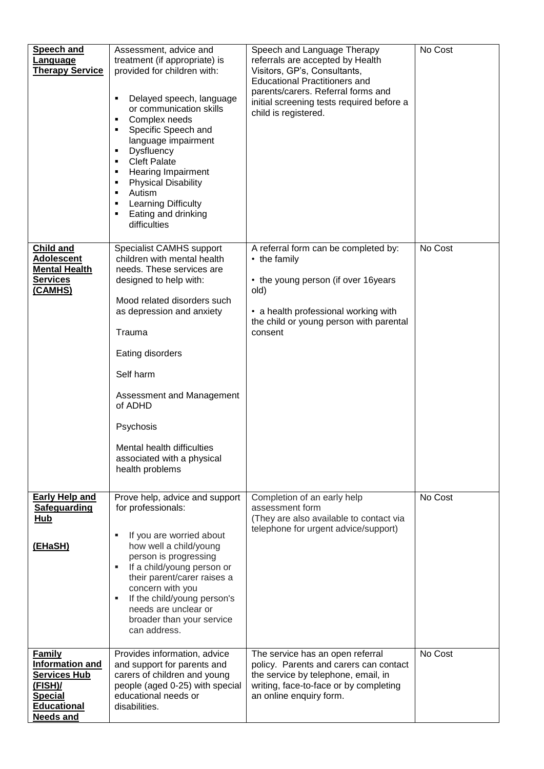| **Speech and Language Therapy Service** | Assessment, advice and treatment (if appropriate) is provided for children with:<br><br>▪ Delayed speech, language or communication skills<br>▪ Complex needs<br>▪ Specific Speech and language impairment<br>▪ Dysfluency<br>▪ Cleft Palate<br>▪ Hearing Impairment<br>▪ Physical Disability<br>▪ Autism<br>▪ Learning Difficulty<br>▪ Eating and drinking difficulties | Speech and Language Therapy referrals are accepted by Health Visitors, GP's, Consultants, Educational Practitioners and parents/carers. Referral forms and initial screening tests required before a child is registered. | No Cost |
|---|---|---|---|
| **Child and Adolescent Mental Health Services (CAMHS)** | Specialist CAMHS support children with mental health needs. These services are designed to help with:<br><br>Mood related disorders such as depression and anxiety<br><br>Trauma<br><br>Eating disorders<br><br>Self harm<br><br>Assessment and Management of ADHD<br><br>Psychosis<br><br>Mental health difficulties associated with a physical health problems | A referral form can be completed by:<br>• the family<br><br>• the young person (if over 16years old)<br><br>• a health professional working with the child or young person with parental consent | No Cost |
| **Early Help and Safeguarding Hub**<br><br>**(EHaSH)** | Prove help, advice and support for professionals:<br><br>▪ If you are worried about how well a child/young person is progressing<br>▪ If a child/young person or their parent/carer raises a concern with you<br>▪ If the child/young person's needs are unclear or broader than your service can address. | Completion of an early help assessment form<br>(They are also available to contact via telephone for urgent advice/support) | No Cost |
| **Family Information and Services Hub (FISH)/ Special Educational Needs and** | Provides information, advice and support for parents and carers of children and young people (aged 0-25) with special educational needs or disabilities. | The service has an open referral policy. Parents and carers can contact the service by telephone, email, in writing, face-to-face or by completing an online enquiry form. | No Cost |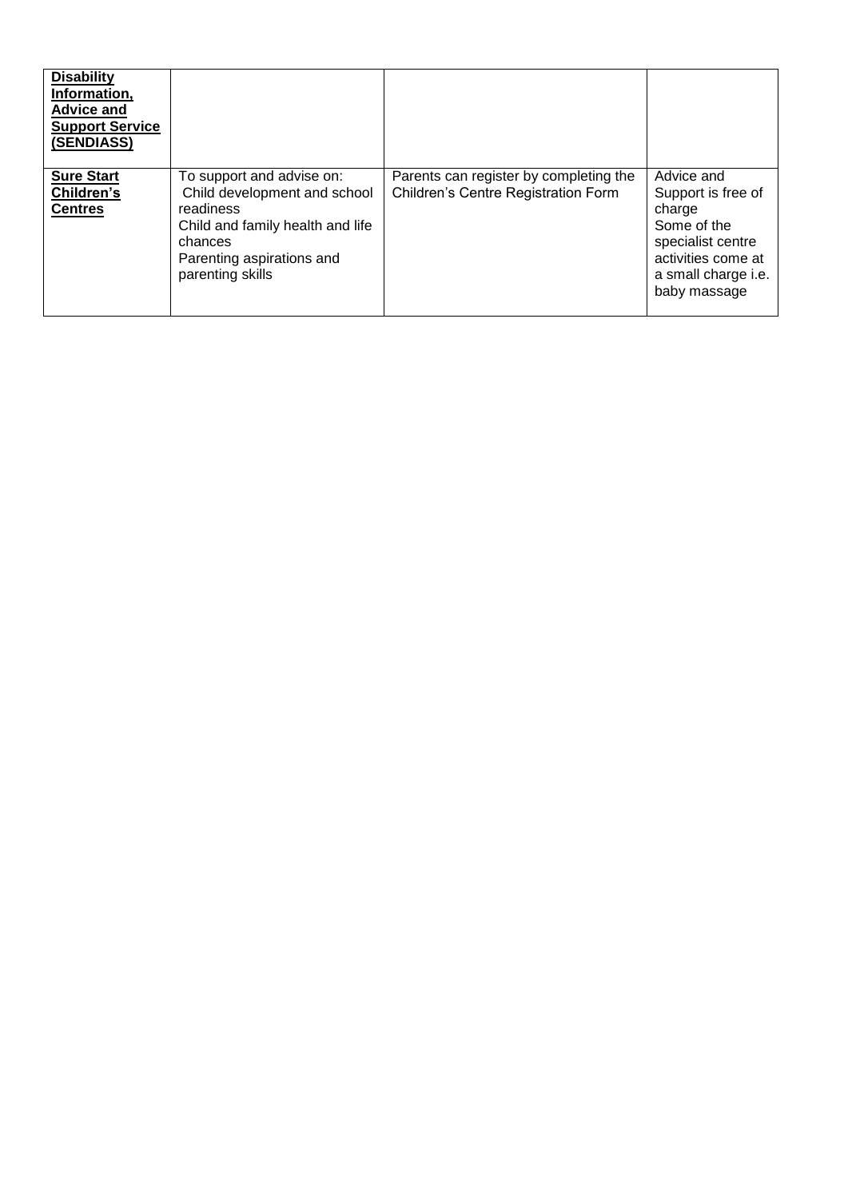| | | | |
|---|---|---|---|
| **Disability Information, Advice and Support Service (SENDIASS)** | | | |
| **Sure Start Children's Centres** | To support and advise on:<br>Child development and school readiness<br>Child and family health and life chances<br>Parenting aspirations and parenting skills | Parents can register by completing the Children's Centre Registration Form | Advice and Support is free of charge<br>Some of the specialist centre activities come at a small charge i.e. baby massage |